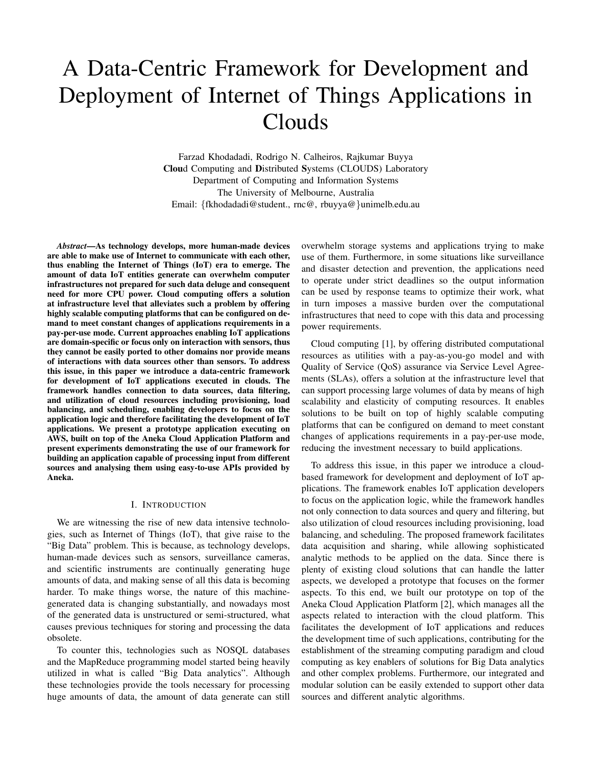# A Data-Centric Framework for Development and Deployment of Internet of Things Applications in Clouds

Farzad Khodadadi, Rodrigo N. Calheiros, Rajkumar Buyya
**Clou**d Computing and **D**istributed **S**ystems (CLOUDS) Laboratory
Department of Computing and Information Systems
The University of Melbourne, Australia
Email: {fkhodadadi@student., rnc@, rbuyya@}unimelb.edu.au

***Abstract*—As technology develops, more human-made devices are able to make use of Internet to communicate with each other, thus enabling the Internet of Things (IoT) era to emerge. The amount of data IoT entities generate can overwhelm computer infrastructures not prepared for such data deluge and consequent need for more CPU power. Cloud computing offers a solution at infrastructure level that alleviates such a problem by offering highly scalable computing platforms that can be configured on demand to meet constant changes of applications requirements in a pay-per-use mode. Current approaches enabling IoT applications are domain-specific or focus only on interaction with sensors, thus they cannot be easily ported to other domains nor provide means of interactions with data sources other than sensors. To address this issue, in this paper we introduce a data-centric framework for development of IoT applications executed in clouds. The framework handles connection to data sources, data filtering, and utilization of cloud resources including provisioning, load balancing, and scheduling, enabling developers to focus on the application logic and therefore facilitating the development of IoT applications. We present a prototype application executing on AWS, built on top of the Aneka Cloud Application Platform and present experiments demonstrating the use of our framework for building an application capable of processing input from different sources and analysing them using easy-to-use APIs provided by Aneka.**

## I. Introduction

We are witnessing the rise of new data intensive technologies, such as Internet of Things (IoT), that give raise to the "Big Data" problem. This is because, as technology develops, human-made devices such as sensors, surveillance cameras, and scientific instruments are continually generating huge amounts of data, and making sense of all this data is becoming harder. To make things worse, the nature of this machine-generated data is changing substantially, and nowadays most of the generated data is unstructured or semi-structured, what causes previous techniques for storing and processing the data obsolete.

To counter this, technologies such as NOSQL databases and the MapReduce programming model started being heavily utilized in what is called "Big Data analytics". Although these technologies provide the tools necessary for processing huge amounts of data, the amount of data generate can still overwhelm storage systems and applications trying to make use of them. Furthermore, in some situations like surveillance and disaster detection and prevention, the applications need to operate under strict deadlines so the output information can be used by response teams to optimize their work, what in turn imposes a massive burden over the computational infrastructures that need to cope with this data and processing power requirements.

Cloud computing [1], by offering distributed computational resources as utilities with a pay-as-you-go model and with Quality of Service (QoS) assurance via Service Level Agreements (SLAs), offers a solution at the infrastructure level that can support processing large volumes of data by means of high scalability and elasticity of computing resources. It enables solutions to be built on top of highly scalable computing platforms that can be configured on demand to meet constant changes of applications requirements in a pay-per-use mode, reducing the investment necessary to build applications.

To address this issue, in this paper we introduce a cloud-based framework for development and deployment of IoT applications. The framework enables IoT application developers to focus on the application logic, while the framework handles not only connection to data sources and query and filtering, but also utilization of cloud resources including provisioning, load balancing, and scheduling. The proposed framework facilitates data acquisition and sharing, while allowing sophisticated analytic methods to be applied on the data. Since there is plenty of existing cloud solutions that can handle the latter aspects, we developed a prototype that focuses on the former aspects. To this end, we built our prototype on top of the Aneka Cloud Application Platform [2], which manages all the aspects related to interaction with the cloud platform. This facilitates the development of IoT applications and reduces the development time of such applications, contributing for the establishment of the streaming computing paradigm and cloud computing as key enablers of solutions for Big Data analytics and other complex problems. Furthermore, our integrated and modular solution can be easily extended to support other data sources and different analytic algorithms.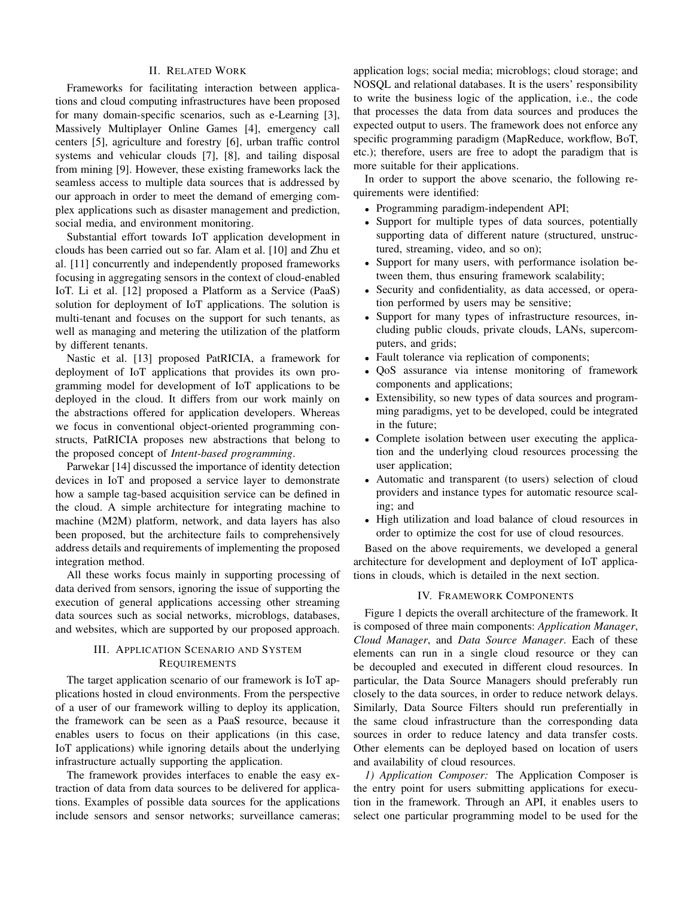## II. Related Work

Frameworks for facilitating interaction between applications and cloud computing infrastructures have been proposed for many domain-specific scenarios, such as e-Learning [3], Massively Multiplayer Online Games [4], emergency call centers [5], agriculture and forestry [6], urban traffic control systems and vehicular clouds [7], [8], and tailing disposal from mining [9]. However, these existing frameworks lack the seamless access to multiple data sources that is addressed by our approach in order to meet the demand of emerging complex applications such as disaster management and prediction, social media, and environment monitoring.

Substantial effort towards IoT application development in clouds has been carried out so far. Alam et al. [10] and Zhu et al. [11] concurrently and independently proposed frameworks focusing in aggregating sensors in the context of cloud-enabled IoT. Li et al. [12] proposed a Platform as a Service (PaaS) solution for deployment of IoT applications. The solution is multi-tenant and focuses on the support for such tenants, as well as managing and metering the utilization of the platform by different tenants.

Nastic et al. [13] proposed PatRICIA, a framework for deployment of IoT applications that provides its own programming model for development of IoT applications to be deployed in the cloud. It differs from our work mainly on the abstractions offered for application developers. Whereas we focus in conventional object-oriented programming constructs, PatRICIA proposes new abstractions that belong to the proposed concept of *Intent-based programming*.

Parwekar [14] discussed the importance of identity detection devices in IoT and proposed a service layer to demonstrate how a sample tag-based acquisition service can be defined in the cloud. A simple architecture for integrating machine to machine (M2M) platform, network, and data layers has also been proposed, but the architecture fails to comprehensively address details and requirements of implementing the proposed integration method.

All these works focus mainly in supporting processing of data derived from sensors, ignoring the issue of supporting the execution of general applications accessing other streaming data sources such as social networks, microblogs, databases, and websites, which are supported by our proposed approach.

## III. Application Scenario and System Requirements

The target application scenario of our framework is IoT applications hosted in cloud environments. From the perspective of a user of our framework willing to deploy its application, the framework can be seen as a PaaS resource, because it enables users to focus on their applications (in this case, IoT applications) while ignoring details about the underlying infrastructure actually supporting the application.

The framework provides interfaces to enable the easy extraction of data from data sources to be delivered for applications. Examples of possible data sources for the applications include sensors and sensor networks; surveillance cameras; application logs; social media; microblogs; cloud storage; and NOSQL and relational databases. It is the users' responsibility to write the business logic of the application, i.e., the code that processes the data from data sources and produces the expected output to users. The framework does not enforce any specific programming paradigm (MapReduce, workflow, BoT, etc.); therefore, users are free to adopt the paradigm that is more suitable for their applications.

In order to support the above scenario, the following requirements were identified:

- Programming paradigm-independent API;
- Support for multiple types of data sources, potentially supporting data of different nature (structured, unstructured, streaming, video, and so on);
- Support for many users, with performance isolation between them, thus ensuring framework scalability;
- Security and confidentiality, as data accessed, or operation performed by users may be sensitive;
- Support for many types of infrastructure resources, including public clouds, private clouds, LANs, supercomputers, and grids;
- Fault tolerance via replication of components;
- QoS assurance via intense monitoring of framework components and applications;
- Extensibility, so new types of data sources and programming paradigms, yet to be developed, could be integrated in the future;
- Complete isolation between user executing the application and the underlying cloud resources processing the user application;
- Automatic and transparent (to users) selection of cloud providers and instance types for automatic resource scaling; and
- High utilization and load balance of cloud resources in order to optimize the cost for use of cloud resources.

Based on the above requirements, we developed a general architecture for development and deployment of IoT applications in clouds, which is detailed in the next section.

## IV. Framework Components

Figure 1 depicts the overall architecture of the framework. It is composed of three main components: *Application Manager*, *Cloud Manager*, and *Data Source Manager*. Each of these elements can run in a single cloud resource or they can be decoupled and executed in different cloud resources. In particular, the Data Source Managers should preferably run closely to the data sources, in order to reduce network delays. Similarly, Data Source Filters should run preferentially in the same cloud infrastructure than the corresponding data sources in order to reduce latency and data transfer costs. Other elements can be deployed based on location of users and availability of cloud resources.

*1) Application Composer:* The Application Composer is the entry point for users submitting applications for execution in the framework. Through an API, it enables users to select one particular programming model to be used for the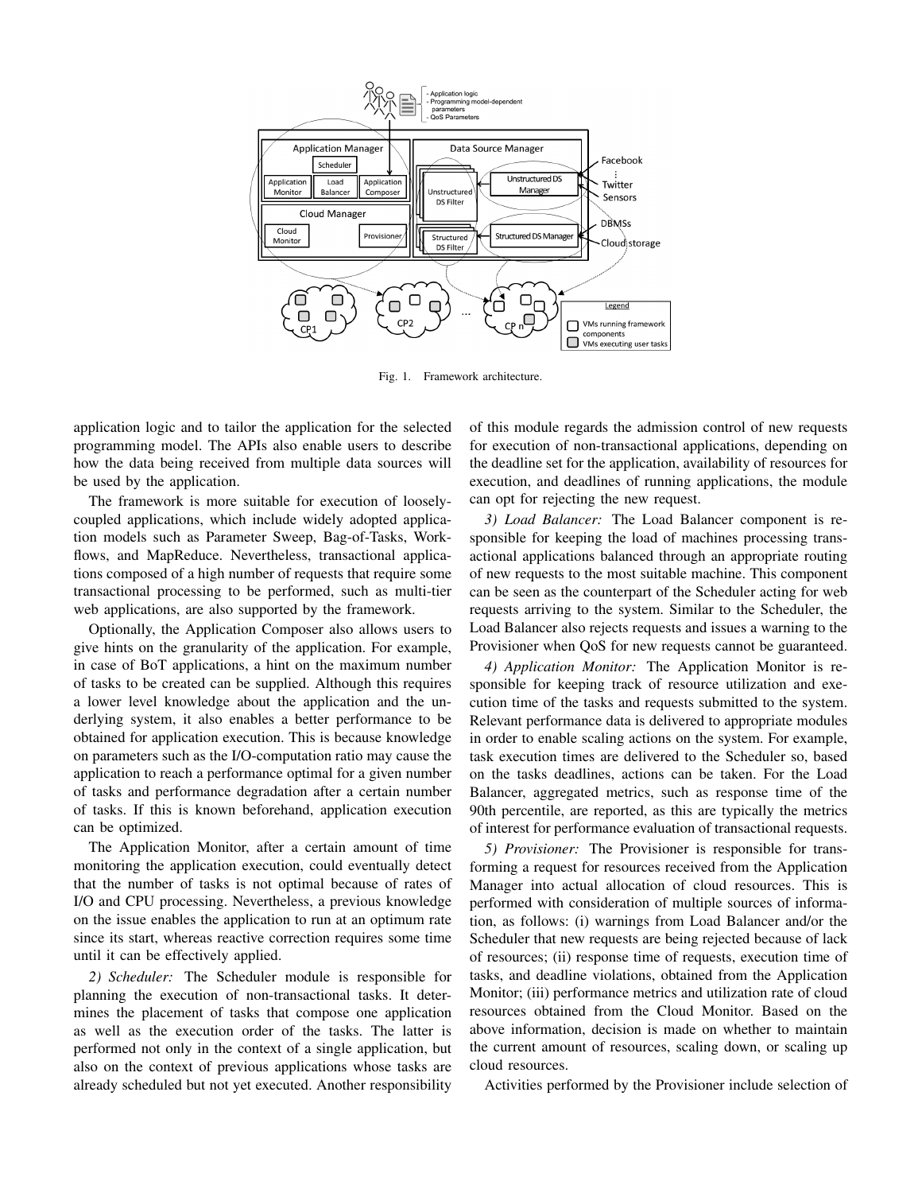Fig. 1. Framework architecture.

application logic and to tailor the application for the selected programming model. The APIs also enable users to describe how the data being received from multiple data sources will be used by the application.

The framework is more suitable for execution of loosely-coupled applications, which include widely adopted application models such as Parameter Sweep, Bag-of-Tasks, Workflows, and MapReduce. Nevertheless, transactional applications composed of a high number of requests that require some transactional processing to be performed, such as multi-tier web applications, are also supported by the framework.

Optionally, the Application Composer also allows users to give hints on the granularity of the application. For example, in case of BoT applications, a hint on the maximum number of tasks to be created can be supplied. Although this requires a lower level knowledge about the application and the underlying system, it also enables a better performance to be obtained for application execution. This is because knowledge on parameters such as the I/O-computation ratio may cause the application to reach a performance optimal for a given number of tasks and performance degradation after a certain number of tasks. If this is known beforehand, application execution can be optimized.

The Application Monitor, after a certain amount of time monitoring the application execution, could eventually detect that the number of tasks is not optimal because of rates of I/O and CPU processing. Nevertheless, a previous knowledge on the issue enables the application to run at an optimum rate since its start, whereas reactive correction requires some time until it can be effectively applied.

*2) Scheduler:* The Scheduler module is responsible for planning the execution of non-transactional tasks. It determines the placement of tasks that compose one application as well as the execution order of the tasks. The latter is performed not only in the context of a single application, but also on the context of previous applications whose tasks are already scheduled but not yet executed. Another responsibility of this module regards the admission control of new requests for execution of non-transactional applications, depending on the deadline set for the application, availability of resources for execution, and deadlines of running applications, the module can opt for rejecting the new request.

*3) Load Balancer:* The Load Balancer component is responsible for keeping the load of machines processing transactional applications balanced through an appropriate routing of new requests to the most suitable machine. This component can be seen as the counterpart of the Scheduler acting for web requests arriving to the system. Similar to the Scheduler, the Load Balancer also rejects requests and issues a warning to the Provisioner when QoS for new requests cannot be guaranteed.

*4) Application Monitor:* The Application Monitor is responsible for keeping track of resource utilization and execution time of the tasks and requests submitted to the system. Relevant performance data is delivered to appropriate modules in order to enable scaling actions on the system. For example, task execution times are delivered to the Scheduler so, based on the tasks deadlines, actions can be taken. For the Load Balancer, aggregated metrics, such as response time of the 90th percentile, are reported, as this are typically the metrics of interest for performance evaluation of transactional requests.

*5) Provisioner:* The Provisioner is responsible for transforming a request for resources received from the Application Manager into actual allocation of cloud resources. This is performed with consideration of multiple sources of information, as follows: (i) warnings from Load Balancer and/or the Scheduler that new requests are being rejected because of lack of resources; (ii) response time of requests, execution time of tasks, and deadline violations, obtained from the Application Monitor; (iii) performance metrics and utilization rate of cloud resources obtained from the Cloud Monitor. Based on the above information, decision is made on whether to maintain the current amount of resources, scaling down, or scaling up cloud resources.

Activities performed by the Provisioner include selection of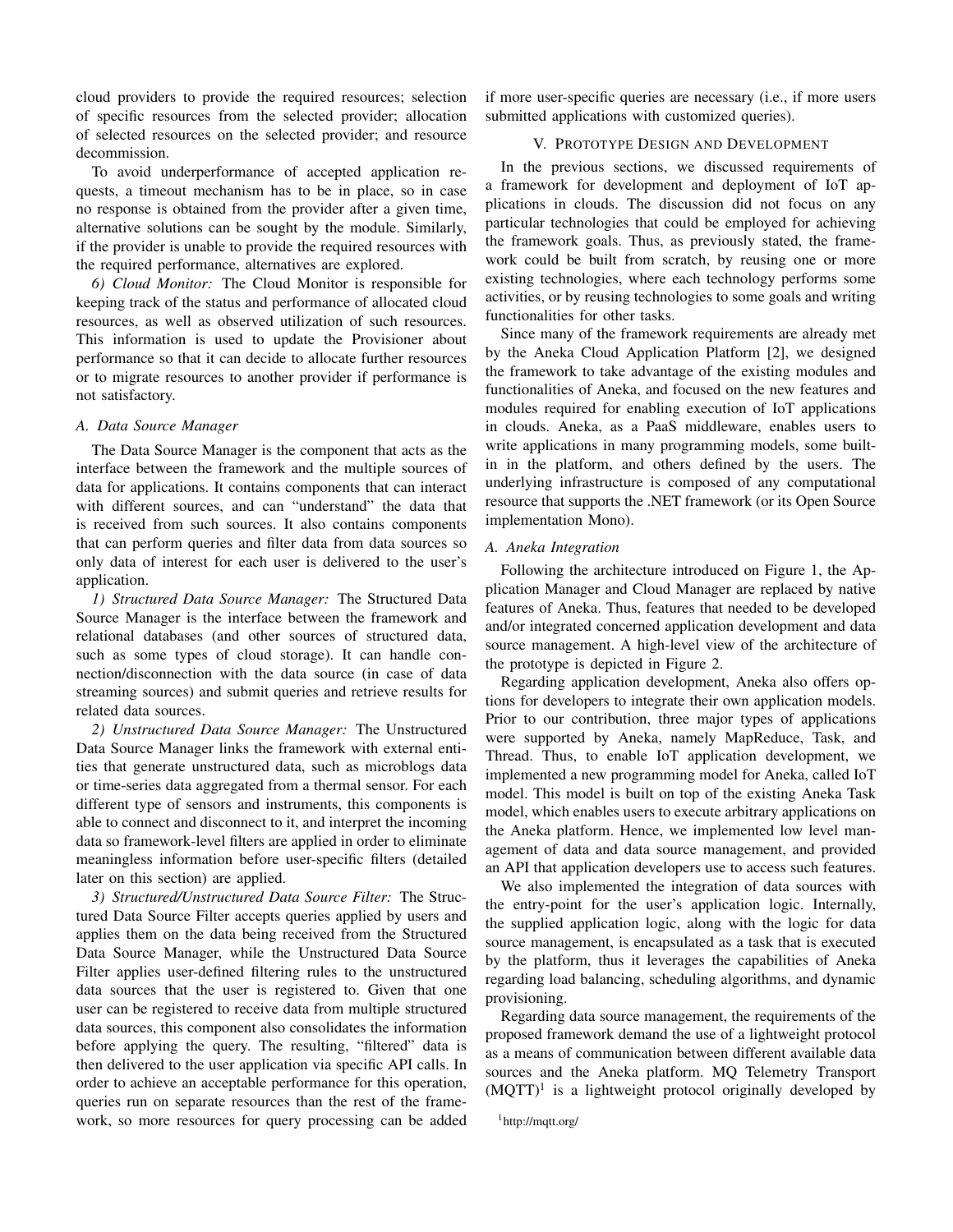cloud providers to provide the required resources; selection of specific resources from the selected provider; allocation of selected resources on the selected provider; and resource decommission.

To avoid underperformance of accepted application requests, a timeout mechanism has to be in place, so in case no response is obtained from the provider after a given time, alternative solutions can be sought by the module. Similarly, if the provider is unable to provide the required resources with the required performance, alternatives are explored.

*6) Cloud Monitor:* The Cloud Monitor is responsible for keeping track of the status and performance of allocated cloud resources, as well as observed utilization of such resources. This information is used to update the Provisioner about performance so that it can decide to allocate further resources or to migrate resources to another provider if performance is not satisfactory.

### A. Data Source Manager

The Data Source Manager is the component that acts as the interface between the framework and the multiple sources of data for applications. It contains components that can interact with different sources, and can "understand" the data that is received from such sources. It also contains components that can perform queries and filter data from data sources so only data of interest for each user is delivered to the user's application.

*1) Structured Data Source Manager:* The Structured Data Source Manager is the interface between the framework and relational databases (and other sources of structured data, such as some types of cloud storage). It can handle connection/disconnection with the data source (in case of data streaming sources) and submit queries and retrieve results for related data sources.

*2) Unstructured Data Source Manager:* The Unstructured Data Source Manager links the framework with external entities that generate unstructured data, such as microblogs data or time-series data aggregated from a thermal sensor. For each different type of sensors and instruments, this components is able to connect and disconnect to it, and interpret the incoming data so framework-level filters are applied in order to eliminate meaningless information before user-specific filters (detailed later on this section) are applied.

*3) Structured/Unstructured Data Source Filter:* The Structured Data Source Filter accepts queries applied by users and applies them on the data being received from the Structured Data Source Manager, while the Unstructured Data Source Filter applies user-defined filtering rules to the unstructured data sources that the user is registered to. Given that one user can be registered to receive data from multiple structured data sources, this component also consolidates the information before applying the query. The resulting, "filtered" data is then delivered to the user application via specific API calls. In order to achieve an acceptable performance for this operation, queries run on separate resources than the rest of the framework, so more resources for query processing can be added if more user-specific queries are necessary (i.e., if more users submitted applications with customized queries).

## V. Prototype Design and Development

In the previous sections, we discussed requirements of a framework for development and deployment of IoT applications in clouds. The discussion did not focus on any particular technologies that could be employed for achieving the framework goals. Thus, as previously stated, the framework could be built from scratch, by reusing one or more existing technologies, where each technology performs some activities, or by reusing technologies to some goals and writing functionalities for other tasks.

Since many of the framework requirements are already met by the Aneka Cloud Application Platform [2], we designed the framework to take advantage of the existing modules and functionalities of Aneka, and focused on the new features and modules required for enabling execution of IoT applications in clouds. Aneka, as a PaaS middleware, enables users to write applications in many programming models, some built-in in the platform, and others defined by the users. The underlying infrastructure is composed of any computational resource that supports the .NET framework (or its Open Source implementation Mono).

### A. Aneka Integration

Following the architecture introduced on Figure 1, the Application Manager and Cloud Manager are replaced by native features of Aneka. Thus, features that needed to be developed and/or integrated concerned application development and data source management. A high-level view of the architecture of the prototype is depicted in Figure 2.

Regarding application development, Aneka also offers options for developers to integrate their own application models. Prior to our contribution, three major types of applications were supported by Aneka, namely MapReduce, Task, and Thread. Thus, to enable IoT application development, we implemented a new programming model for Aneka, called IoT model. This model is built on top of the existing Aneka Task model, which enables users to execute arbitrary applications on the Aneka platform. Hence, we implemented low level management of data and data source management, and provided an API that application developers use to access such features.

We also implemented the integration of data sources with the entry-point for the user's application logic. Internally, the supplied application logic, along with the logic for data source management, is encapsulated as a task that is executed by the platform, thus it leverages the capabilities of Aneka regarding load balancing, scheduling algorithms, and dynamic provisioning.

Regarding data source management, the requirements of the proposed framework demand the use of a lightweight protocol as a means of communication between different available data sources and the Aneka platform. MQ Telemetry Transport (MQTT)[1] is a lightweight protocol originally developed by

[1] http://mqtt.org/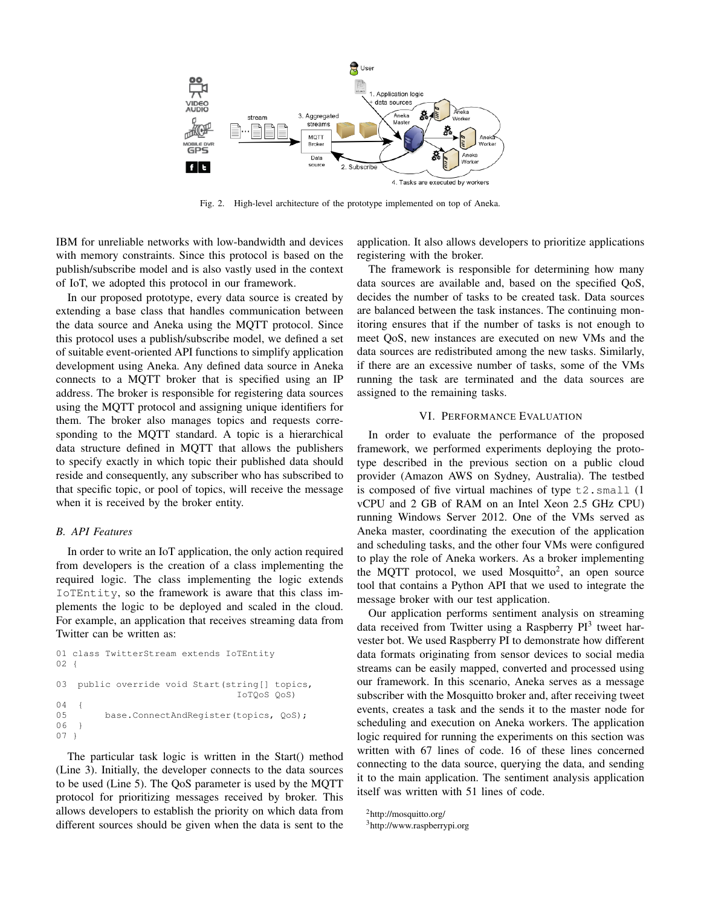Fig. 2. High-level architecture of the prototype implemented on top of Aneka.

IBM for unreliable networks with low-bandwidth and devices with memory constraints. Since this protocol is based on the publish/subscribe model and is also vastly used in the context of IoT, we adopted this protocol in our framework.

In our proposed prototype, every data source is created by extending a base class that handles communication between the data source and Aneka using the MQTT protocol. Since this protocol uses a publish/subscribe model, we defined a set of suitable event-oriented API functions to simplify application development using Aneka. Any defined data source in Aneka connects to a MQTT broker that is specified using an IP address. The broker is responsible for registering data sources using the MQTT protocol and assigning unique identifiers for them. The broker also manages topics and requests corresponding to the MQTT standard. A topic is a hierarchical data structure defined in MQTT that allows the publishers to specify exactly in which topic their published data should reside and consequently, any subscriber who has subscribed to that specific topic, or pool of topics, will receive the message when it is received by the broker entity.

### B. API Features

In order to write an IoT application, the only action required from developers is the creation of a class implementing the required logic. The class implementing the logic extends `IoTEntity`, so the framework is aware that this class implements the logic to be deployed and scaled in the cloud. For example, an application that receives streaming data from Twitter can be written as:

```
01 class TwitterStream extends IoTEntity
02 {
03  public override void Start(string[] topics,
                                IoTQoS QoS)
04  {
05       base.ConnectAndRegister(topics, QoS);
06  }
07 }
```

The particular task logic is written in the Start() method (Line 3). Initially, the developer connects to the data sources to be used (Line 5). The QoS parameter is used by the MQTT protocol for prioritizing messages received by broker. This allows developers to establish the priority on which data from different sources should be given when the data is sent to the application. It also allows developers to prioritize applications registering with the broker.

The framework is responsible for determining how many data sources are available and, based on the specified QoS, decides the number of tasks to be created task. Data sources are balanced between the task instances. The continuing monitoring ensures that if the number of tasks is not enough to meet QoS, new instances are executed on new VMs and the data sources are redistributed among the new tasks. Similarly, if there are an excessive number of tasks, some of the VMs running the task are terminated and the data sources are assigned to the remaining tasks.

## VI. Performance Evaluation

In order to evaluate the performance of the proposed framework, we performed experiments deploying the prototype described in the previous section on a public cloud provider (Amazon AWS on Sydney, Australia). The testbed is composed of five virtual machines of type `t2.small` (1 vCPU and 2 GB of RAM on an Intel Xeon 2.5 GHz CPU) running Windows Server 2012. One of the VMs served as Aneka master, coordinating the execution of the application and scheduling tasks, and the other four VMs were configured to play the role of Aneka workers. As a broker implementing the MQTT protocol, we used Mosquitto[2], an open source tool that contains a Python API that we used to integrate the message broker with our test application.

Our application performs sentiment analysis on streaming data received from Twitter using a Raspberry PI[3] tweet harvester bot. We used Raspberry PI to demonstrate how different data formats originating from sensor devices to social media streams can be easily mapped, converted and processed using our framework. In this scenario, Aneka serves as a message subscriber with the Mosquitto broker and, after receiving tweet events, creates a task and the sends it to the master node for scheduling and execution on Aneka workers. The application logic required for running the experiments on this section was written with 67 lines of code. 16 of these lines concerned connecting to the data source, querying the data, and sending it to the main application. The sentiment analysis application itself was written with 51 lines of code.

[2] http://mosquitto.org/

[3] http://www.raspberrypi.org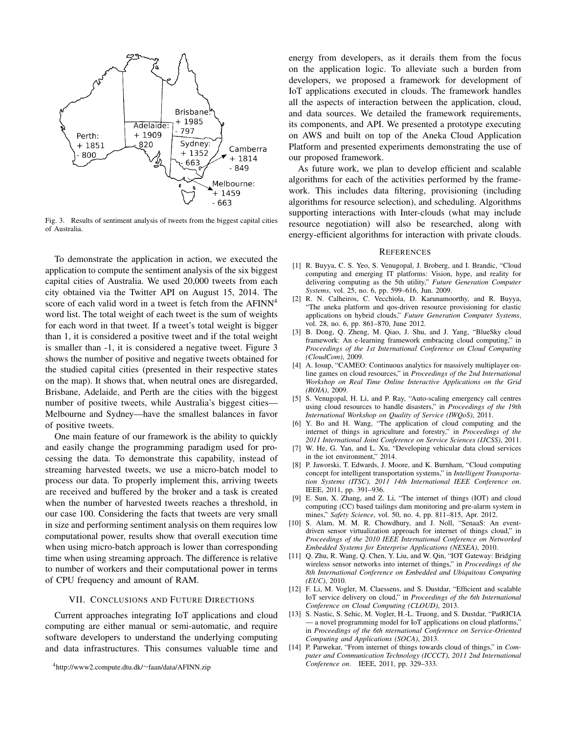Perth:
+ 1851
- 800

Adelaide:
+ 1909
- 820

Brisbane:
+ 1985
- 797

Sydney:
+ 1352
- 663

Camberra
+ 1814
- 849

Melbourne:
+ 1459
- 663

Fig. 3. Results of sentiment analysis of tweets from the biggest capital cities of Australia.

To demonstrate the application in action, we executed the application to compute the sentiment analysis of the six biggest capital cities of Australia. We used 20,000 tweets from each city obtained via the Twitter API on August 15, 2014. The score of each valid word in a tweet is fetch from the AFINN[4] word list. The total weight of each tweet is the sum of weights for each word in that tweet. If a tweet's total weight is bigger than 1, it is considered a positive tweet and if the total weight is smaller than -1, it is considered a negative tweet. Figure 3 shows the number of positive and negative tweets obtained for the studied capital cities (presented in their respective states on the map). It shows that, when neutral ones are disregarded, Brisbane, Adelaide, and Perth are the cities with the biggest number of positive tweets, while Australia's biggest cities—Melbourne and Sydney—have the smallest balances in favor of positive tweets.

One main feature of our framework is the ability to quickly and easily change the programming paradigm used for processing the data. To demonstrate this capability, instead of streaming harvested tweets, we use a micro-batch model to process our data. To properly implement this, arriving tweets are received and buffered by the broker and a task is created when the number of harvested tweets reaches a threshold, in our case 100. Considering the facts that tweets are very small in size and performing sentiment analysis on them requires low computational power, results show that overall execution time when using micro-batch approach is lower than corresponding time when using streaming approach. The difference is relative to number of workers and their computational power in terms of CPU frequency and amount of RAM.

## VII. Conclusions and Future Directions

Current approaches integrating IoT applications and cloud computing are either manual or semi-automatic, and require software developers to understand the underlying computing and data infrastructures. This consumes valuable time and energy from developers, as it derails them from the focus on the application logic. To alleviate such a burden from developers, we proposed a framework for development of IoT applications executed in clouds. The framework handles all the aspects of interaction between the application, cloud, and data sources. We detailed the framework requirements, its components, and API. We presented a prototype executing on AWS and built on top of the Aneka Cloud Application Platform and presented experiments demonstrating the use of our proposed framework.

As future work, we plan to develop efficient and scalable algorithms for each of the activities performed by the framework. This includes data filtering, provisioning (including algorithms for resource selection), and scheduling. Algorithms supporting interactions with Inter-clouds (what may include resource negotiation) will also be researched, along with energy-efficient algorithms for interaction with private clouds.

[4]http://www2.compute.dtu.dk/~faan/data/AFINN.zip

## References

[1] R. Buyya, C. S. Yeo, S. Venugopal, J. Broberg, and I. Brandic, "Cloud computing and emerging IT platforms: Vision, hype, and reality for delivering computing as the 5th utility," *Future Generation Computer Systems*, vol. 25, no. 6, pp. 599–616, Jun. 2009.

[2] R. N. Calheiros, C. Vecchiola, D. Karunamoorthy, and R. Buyya, "The aneka platform and qos-driven resource provisioning for elastic applications on hybrid clouds," *Future Generation Computer Systems*, vol. 28, no. 6, pp. 861–870, June 2012.

[3] B. Dong, Q. Zheng, M. Qiao, J. Shu, and J. Yang, "BlueSky cloud framework: An e-learning framework embracing cloud computing," in *Proceedings of the 1st International Conference on Cloud Computing (CloudCom)*, 2009.

[4] A. Iosup, "CAMEO: Continuous analytics for massively multiplayer online games on cloud resources," in *Proceedings of the 2nd International Workshop on Real Time Online Interactive Applications on the Grid (ROIA)*, 2009.

[5] S. Venugopal, H. Li, and P. Ray, "Auto-scaling emergency call centres using cloud resources to handle disasters," in *Proceedings of the 19th International Workshop on Quality of Service (IWQoS)*, 2011.

[6] Y. Bo and H. Wang, "The application of cloud computing and the internet of things in agriculture and forestry," in *Proceedings of the 2011 International Joint Conference on Service Sciences (IJCSS)*, 2011.

[7] W. He, G. Yan, and L. Xu, "Developing vehicular data cloud services in the iot environment," 2014.

[8] P. Jaworski, T. Edwards, J. Moore, and K. Burnham, "Cloud computing concept for intelligent transportation systems," in *Intelligent Transportation Systems (ITSC), 2011 14th International IEEE Conference on*. IEEE, 2011, pp. 391–936.

[9] E. Sun, X. Zhang, and Z. Li, "The internet of things (IOT) and cloud computing (CC) based tailings dam monitoring and pre-alarm system in mines," *Safety Science*, vol. 50, no. 4, pp. 811–815, Apr. 2012.

[10] S. Alam, M. M. R. Chowdhury, and J. Noll, "SenaaS: An event-driven sensor virtualization approach for internet of things cloud," in *Proceedings of the 2010 IEEE International Conference on Networked Embedded Systems for Enterprise Applications (NESEA)*, 2010.

[11] Q. Zhu, R. Wang, Q. Chen, Y. Liu, and W. Qin, "IOT Gateway: Bridging wireless sensor networks into internet of things," in *Proceedings of the 8th International Conference on Embedded and Ubiquitous Computing (EUC)*, 2010.

[12] F. Li, M. Vogler, M. Claessens, and S. Dustdar, "Efficient and scalable IoT service delivery on cloud," in *Proceedings of the 6th International Conference on Cloud Computing (CLOUD)*, 2013.

[13] S. Nastic, S. Sehic, M. Vogler, H.-L. Truong, and S. Dustdar, "PatRICIA — a novel programming model for IoT applications on cloud platforms," in *Proceedings of the 6th nternational Conference on Service-Oriented Computing and Applications (SOCA)*, 2013.

[14] P. Parwekar, "From internet of things towards cloud of things," in *Computer and Communication Technology (ICCCT), 2011 2nd International Conference on*. IEEE, 2011, pp. 329–333.